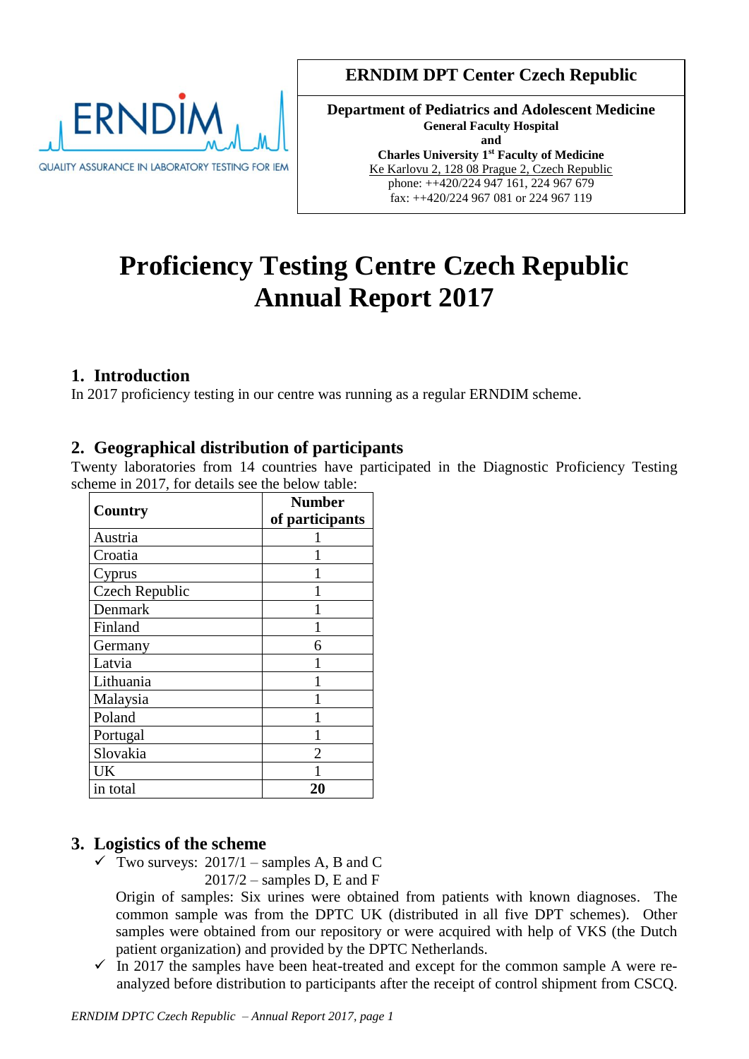ERNDIM — QUALITY ASSURANCE IN LABORATORY TESTING FOR IEM

**ERNDIM DPT Center Czech Republic**

**Department of Pediatrics and Adolescent Medicine**
**General Faculty Hospital**
**and**
**Charles University 1st Faculty of Medicine**
Ke Karlovu 2, 128 08 Prague 2, Czech Republic
phone: ++420/224 947 161, 224 967 679
fax: ++420/224 967 081 or 224 967 119

# Proficiency Testing Centre Czech Republic Annual Report 2017

## 1. Introduction

In 2017 proficiency testing in our centre was running as a regular ERNDIM scheme.

## 2. Geographical distribution of participants

Twenty laboratories from 14 countries have participated in the Diagnostic Proficiency Testing scheme in 2017, for details see the below table:

| Country | Number of participants |
|---|---|
| Austria | 1 |
| Croatia | 1 |
| Cyprus | 1 |
| Czech Republic | 1 |
| Denmark | 1 |
| Finland | 1 |
| Germany | 6 |
| Latvia | 1 |
| Lithuania | 1 |
| Malaysia | 1 |
| Poland | 1 |
| Portugal | 1 |
| Slovakia | 2 |
| UK | 1 |
| in total | **20** |

## 3. Logistics of the scheme

- ✓ Two surveys: 2017/1 – samples A, B and C
  2017/2 – samples D, E and F

  Origin of samples: Six urines were obtained from patients with known diagnoses. The common sample was from the DPTC UK (distributed in all five DPT schemes). Other samples were obtained from our repository or were acquired with help of VKS (the Dutch patient organization) and provided by the DPTC Netherlands.
- ✓ In 2017 the samples have been heat-treated and except for the common sample A were re-analyzed before distribution to participants after the receipt of control shipment from CSCQ.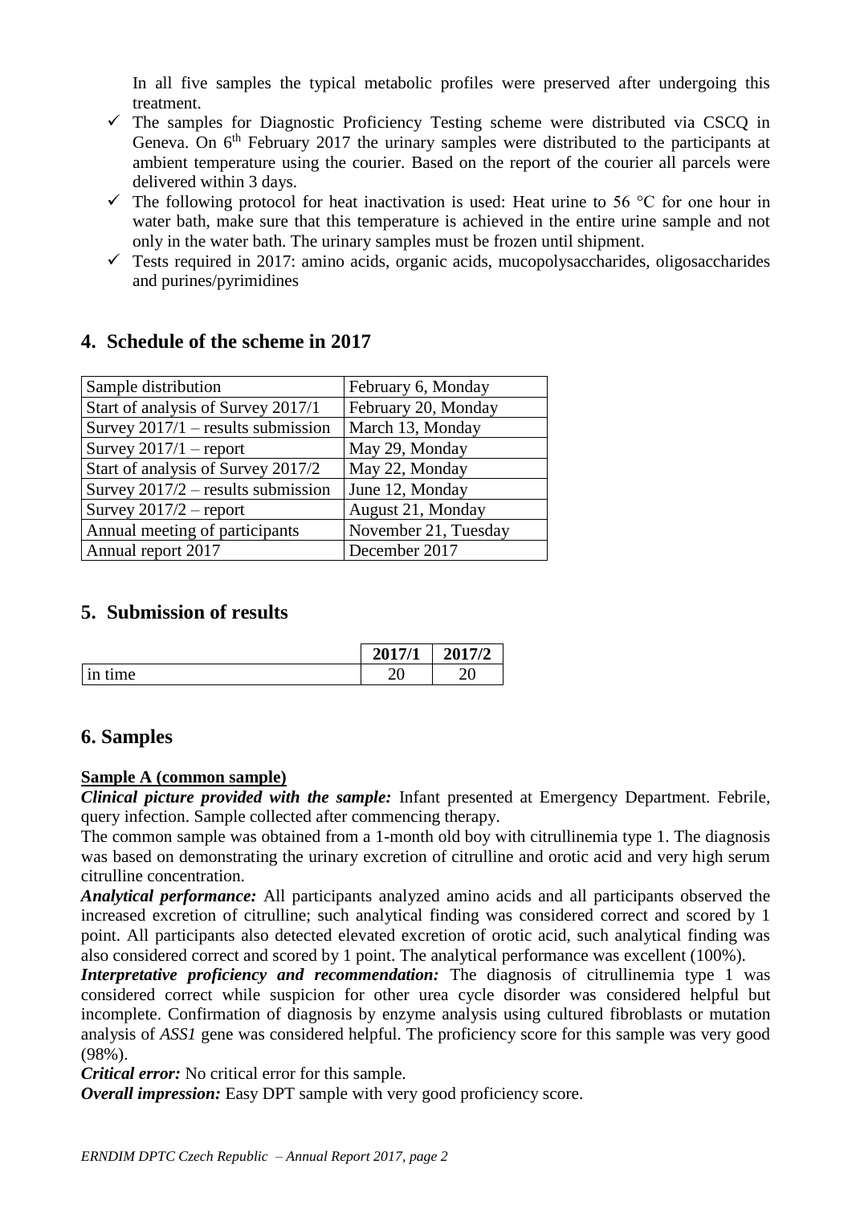In all five samples the typical metabolic profiles were preserved after undergoing this treatment.

- ✓ The samples for Diagnostic Proficiency Testing scheme were distributed via CSCQ in Geneva. On 6th February 2017 the urinary samples were distributed to the participants at ambient temperature using the courier. Based on the report of the courier all parcels were delivered within 3 days.
- ✓ The following protocol for heat inactivation is used: Heat urine to 56 °C for one hour in water bath, make sure that this temperature is achieved in the entire urine sample and not only in the water bath. The urinary samples must be frozen until shipment.
- ✓ Tests required in 2017: amino acids, organic acids, mucopolysaccharides, oligosaccharides and purines/pyrimidines

## 4. Schedule of the scheme in 2017

| Sample distribution | February 6, Monday |
|---|---|
| Start of analysis of Survey 2017/1 | February 20, Monday |
| Survey 2017/1 – results submission | March 13, Monday |
| Survey 2017/1 – report | May 29, Monday |
| Start of analysis of Survey 2017/2 | May 22, Monday |
| Survey 2017/2 – results submission | June 12, Monday |
| Survey 2017/2 – report | August 21, Monday |
| Annual meeting of participants | November 21, Tuesday |
| Annual report 2017 | December 2017 |

## 5. Submission of results

| | 2017/1 | 2017/2 |
|---|---|---|
| in time | 20 | 20 |

## 6. Samples

**Sample A (common sample)**

***Clinical picture provided with the sample:*** Infant presented at Emergency Department. Febrile, query infection. Sample collected after commencing therapy.

The common sample was obtained from a 1-month old boy with citrullinemia type 1. The diagnosis was based on demonstrating the urinary excretion of citrulline and orotic acid and very high serum citrulline concentration.

***Analytical performance:*** All participants analyzed amino acids and all participants observed the increased excretion of citrulline; such analytical finding was considered correct and scored by 1 point. All participants also detected elevated excretion of orotic acid, such analytical finding was also considered correct and scored by 1 point. The analytical performance was excellent (100%).

***Interpretative proficiency and recommendation:*** The diagnosis of citrullinemia type 1 was considered correct while suspicion for other urea cycle disorder was considered helpful but incomplete. Confirmation of diagnosis by enzyme analysis using cultured fibroblasts or mutation analysis of *ASS1* gene was considered helpful. The proficiency score for this sample was very good (98%).

***Critical error:*** No critical error for this sample.

***Overall impression:*** Easy DPT sample with very good proficiency score.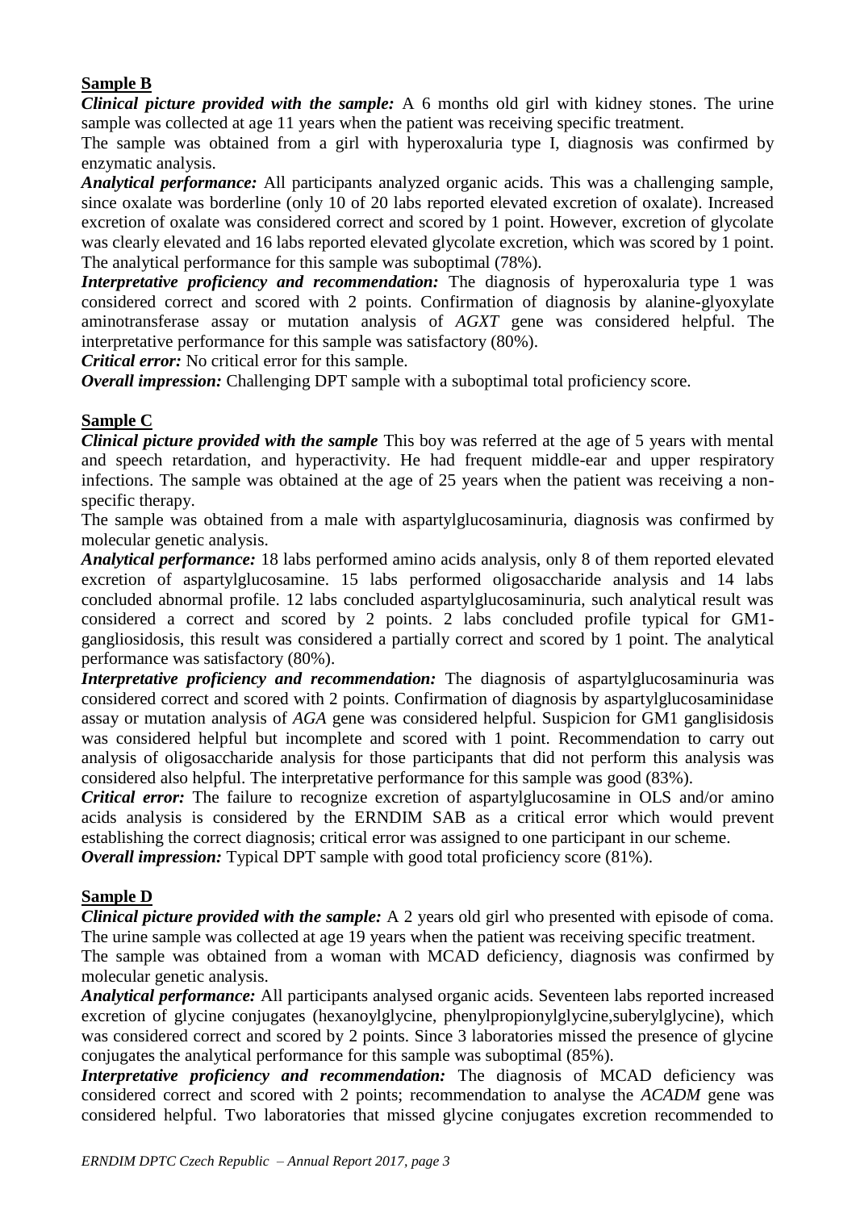## Sample B

***Clinical picture provided with the sample:*** A 6 months old girl with kidney stones. The urine sample was collected at age 11 years when the patient was receiving specific treatment.

The sample was obtained from a girl with hyperoxaluria type I, diagnosis was confirmed by enzymatic analysis.

***Analytical performance:*** All participants analyzed organic acids. This was a challenging sample, since oxalate was borderline (only 10 of 20 labs reported elevated excretion of oxalate). Increased excretion of oxalate was considered correct and scored by 1 point. However, excretion of glycolate was clearly elevated and 16 labs reported elevated glycolate excretion, which was scored by 1 point. The analytical performance for this sample was suboptimal (78%).

***Interpretative proficiency and recommendation:*** The diagnosis of hyperoxaluria type 1 was considered correct and scored with 2 points. Confirmation of diagnosis by alanine-glyoxylate aminotransferase assay or mutation analysis of *AGXT* gene was considered helpful. The interpretative performance for this sample was satisfactory (80%).

***Critical error:*** No critical error for this sample.

***Overall impression:*** Challenging DPT sample with a suboptimal total proficiency score.

## Sample C

***Clinical picture provided with the sample*** This boy was referred at the age of 5 years with mental and speech retardation, and hyperactivity. He had frequent middle-ear and upper respiratory infections. The sample was obtained at the age of 25 years when the patient was receiving a non-specific therapy.

The sample was obtained from a male with aspartylglucosaminuria, diagnosis was confirmed by molecular genetic analysis.

***Analytical performance:*** 18 labs performed amino acids analysis, only 8 of them reported elevated excretion of aspartylglucosamine. 15 labs performed oligosaccharide analysis and 14 labs concluded abnormal profile. 12 labs concluded aspartylglucosaminuria, such analytical result was considered a correct and scored by 2 points. 2 labs concluded profile typical for GM1-gangliosidosis, this result was considered a partially correct and scored by 1 point. The analytical performance was satisfactory (80%).

***Interpretative proficiency and recommendation:*** The diagnosis of aspartylglucosaminuria was considered correct and scored with 2 points. Confirmation of diagnosis by aspartylglucosaminidase assay or mutation analysis of *AGA* gene was considered helpful. Suspicion for GM1 ganglisidosis was considered helpful but incomplete and scored with 1 point. Recommendation to carry out analysis of oligosaccharide analysis for those participants that did not perform this analysis was considered also helpful. The interpretative performance for this sample was good (83%).

***Critical error:*** The failure to recognize excretion of aspartylglucosamine in OLS and/or amino acids analysis is considered by the ERNDIM SAB as a critical error which would prevent establishing the correct diagnosis; critical error was assigned to one participant in our scheme.

***Overall impression:*** Typical DPT sample with good total proficiency score (81%).

## Sample D

***Clinical picture provided with the sample:*** A 2 years old girl who presented with episode of coma. The urine sample was collected at age 19 years when the patient was receiving specific treatment.

The sample was obtained from a woman with MCAD deficiency, diagnosis was confirmed by molecular genetic analysis.

***Analytical performance:*** All participants analysed organic acids. Seventeen labs reported increased excretion of glycine conjugates (hexanoylglycine, phenylpropionylglycine,suberylglycine), which was considered correct and scored by 2 points. Since 3 laboratories missed the presence of glycine conjugates the analytical performance for this sample was suboptimal (85%).

***Interpretative proficiency and recommendation:*** The diagnosis of MCAD deficiency was considered correct and scored with 2 points; recommendation to analyse the *ACADM* gene was considered helpful. Two laboratories that missed glycine conjugates excretion recommended to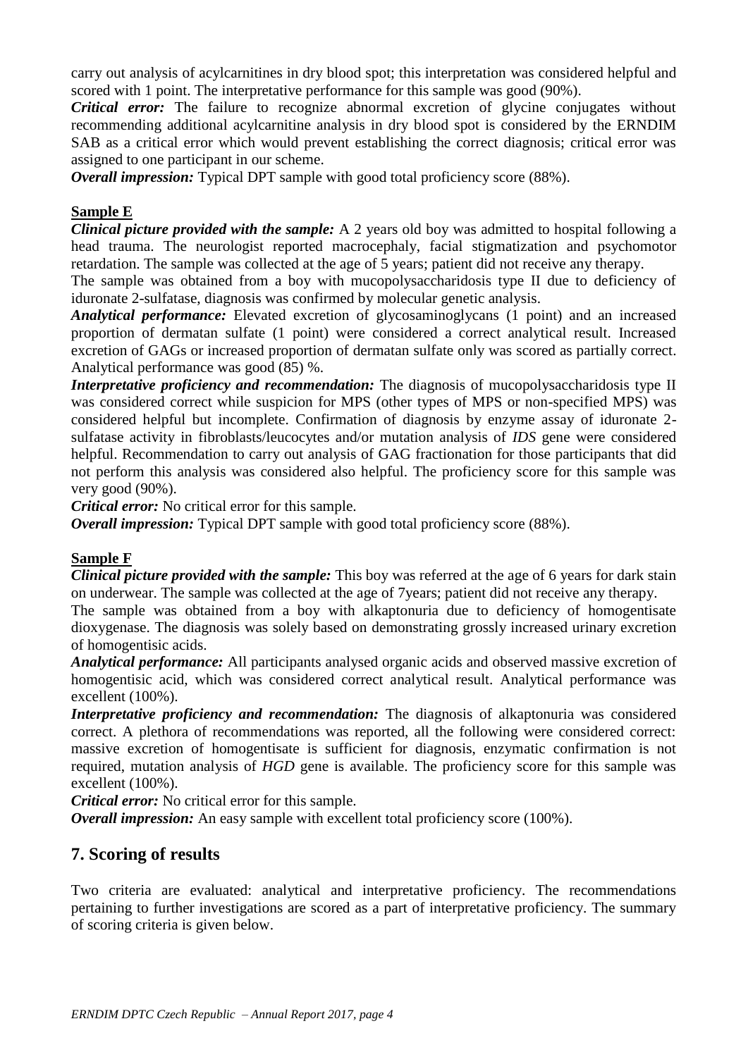carry out analysis of acylcarnitines in dry blood spot; this interpretation was considered helpful and scored with 1 point. The interpretative performance for this sample was good (90%).

***Critical error:*** The failure to recognize abnormal excretion of glycine conjugates without recommending additional acylcarnitine analysis in dry blood spot is considered by the ERNDIM SAB as a critical error which would prevent establishing the correct diagnosis; critical error was assigned to one participant in our scheme.

***Overall impression:*** Typical DPT sample with good total proficiency score (88%).

**Sample E**

***Clinical picture provided with the sample:*** A 2 years old boy was admitted to hospital following a head trauma. The neurologist reported macrocephaly, facial stigmatization and psychomotor retardation. The sample was collected at the age of 5 years; patient did not receive any therapy.

The sample was obtained from a boy with mucopolysaccharidosis type II due to deficiency of iduronate 2-sulfatase, diagnosis was confirmed by molecular genetic analysis.

***Analytical performance:*** Elevated excretion of glycosaminoglycans (1 point) and an increased proportion of dermatan sulfate (1 point) were considered a correct analytical result. Increased excretion of GAGs or increased proportion of dermatan sulfate only was scored as partially correct. Analytical performance was good (85) %.

***Interpretative proficiency and recommendation:*** The diagnosis of mucopolysaccharidosis type II was considered correct while suspicion for MPS (other types of MPS or non-specified MPS) was considered helpful but incomplete. Confirmation of diagnosis by enzyme assay of iduronate 2-sulfatase activity in fibroblasts/leucocytes and/or mutation analysis of *IDS* gene were considered helpful. Recommendation to carry out analysis of GAG fractionation for those participants that did not perform this analysis was considered also helpful. The proficiency score for this sample was very good (90%).

***Critical error:*** No critical error for this sample.

***Overall impression:*** Typical DPT sample with good total proficiency score (88%).

**Sample F**

***Clinical picture provided with the sample:*** This boy was referred at the age of 6 years for dark stain on underwear. The sample was collected at the age of 7years; patient did not receive any therapy.

The sample was obtained from a boy with alkaptonuria due to deficiency of homogentisate dioxygenase. The diagnosis was solely based on demonstrating grossly increased urinary excretion of homogentisic acids.

***Analytical performance:*** All participants analysed organic acids and observed massive excretion of homogentisic acid, which was considered correct analytical result. Analytical performance was excellent (100%).

***Interpretative proficiency and recommendation:*** The diagnosis of alkaptonuria was considered correct. A plethora of recommendations was reported, all the following were considered correct: massive excretion of homogentisate is sufficient for diagnosis, enzymatic confirmation is not required, mutation analysis of *HGD* gene is available. The proficiency score for this sample was excellent (100%).

***Critical error:*** No critical error for this sample.

***Overall impression:*** An easy sample with excellent total proficiency score (100%).

## 7. Scoring of results

Two criteria are evaluated: analytical and interpretative proficiency. The recommendations pertaining to further investigations are scored as a part of interpretative proficiency. The summary of scoring criteria is given below.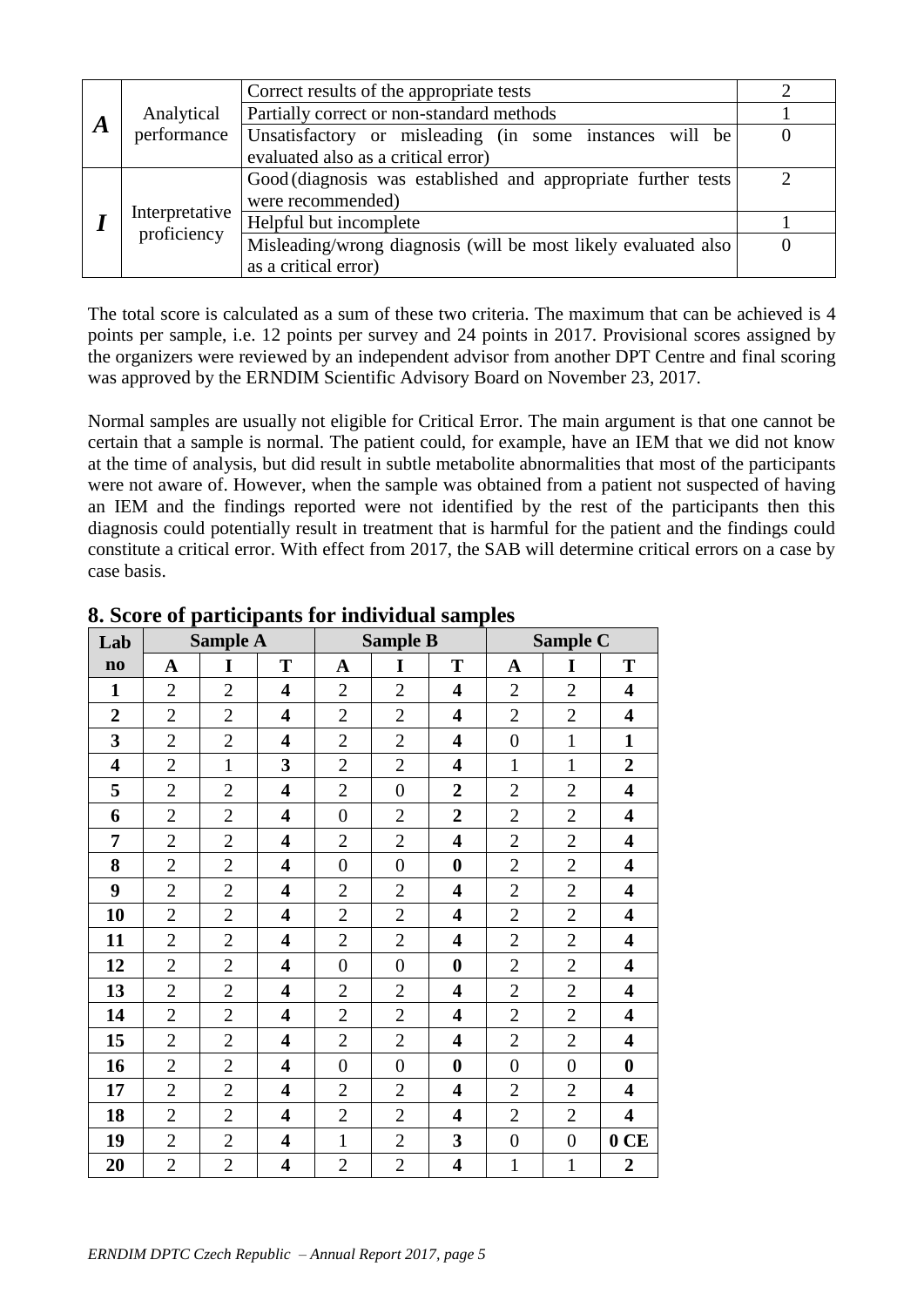| | | | |
|---|---|---|---|
| ***A*** | Analytical performance | Correct results of the appropriate tests | 2 |
| | | Partially correct or non-standard methods | 1 |
| | | Unsatisfactory or misleading (in some instances will be evaluated also as a critical error) | 0 |
| ***I*** | Interpretative proficiency | Good (diagnosis was established and appropriate further tests were recommended) | 2 |
| | | Helpful but incomplete | 1 |
| | | Misleading/wrong diagnosis (will be most likely evaluated also as a critical error) | 0 |

The total score is calculated as a sum of these two criteria. The maximum that can be achieved is 4 points per sample, i.e. 12 points per survey and 24 points in 2017. Provisional scores assigned by the organizers were reviewed by an independent advisor from another DPT Centre and final scoring was approved by the ERNDIM Scientific Advisory Board on November 23, 2017.

Normal samples are usually not eligible for Critical Error. The main argument is that one cannot be certain that a sample is normal. The patient could, for example, have an IEM that we did not know at the time of analysis, but did result in subtle metabolite abnormalities that most of the participants were not aware of. However, when the sample was obtained from a patient not suspected of having an IEM and the findings reported were not identified by the rest of the participants then this diagnosis could potentially result in treatment that is harmful for the patient and the findings could constitute a critical error. With effect from 2017, the SAB will determine critical errors on a case by case basis.

## 8. Score of participants for individual samples

| Lab | Sample A | | | Sample B | | | Sample C | | |
|---|---|---|---|---|---|---|---|---|---|
| **no** | **A** | **I** | **T** | **A** | **I** | **T** | **A** | **I** | **T** |
| **1** | 2 | 2 | **4** | 2 | 2 | **4** | 2 | 2 | **4** |
| **2** | 2 | 2 | **4** | 2 | 2 | **4** | 2 | 2 | **4** |
| **3** | 2 | 2 | **4** | 2 | 2 | **4** | 0 | 1 | **1** |
| **4** | 2 | 1 | **3** | 2 | 2 | **4** | 1 | 1 | **2** |
| **5** | 2 | 2 | **4** | 2 | 0 | **2** | 2 | 2 | **4** |
| **6** | 2 | 2 | **4** | 0 | 2 | **2** | 2 | 2 | **4** |
| **7** | 2 | 2 | **4** | 2 | 2 | **4** | 2 | 2 | **4** |
| **8** | 2 | 2 | **4** | 0 | 0 | **0** | 2 | 2 | **4** |
| **9** | 2 | 2 | **4** | 2 | 2 | **4** | 2 | 2 | **4** |
| **10** | 2 | 2 | **4** | 2 | 2 | **4** | 2 | 2 | **4** |
| **11** | 2 | 2 | **4** | 2 | 2 | **4** | 2 | 2 | **4** |
| **12** | 2 | 2 | **4** | 0 | 0 | **0** | 2 | 2 | **4** |
| **13** | 2 | 2 | **4** | 2 | 2 | **4** | 2 | 2 | **4** |
| **14** | 2 | 2 | **4** | 2 | 2 | **4** | 2 | 2 | **4** |
| **15** | 2 | 2 | **4** | 2 | 2 | **4** | 2 | 2 | **4** |
| **16** | 2 | 2 | **4** | 0 | 0 | **0** | 0 | 0 | **0** |
| **17** | 2 | 2 | **4** | 2 | 2 | **4** | 2 | 2 | **4** |
| **18** | 2 | 2 | **4** | 2 | 2 | **4** | 2 | 2 | **4** |
| **19** | 2 | 2 | **4** | 1 | 2 | **3** | 0 | 0 | **0 CE** |
| **20** | 2 | 2 | **4** | 2 | 2 | **4** | 1 | 1 | **2** |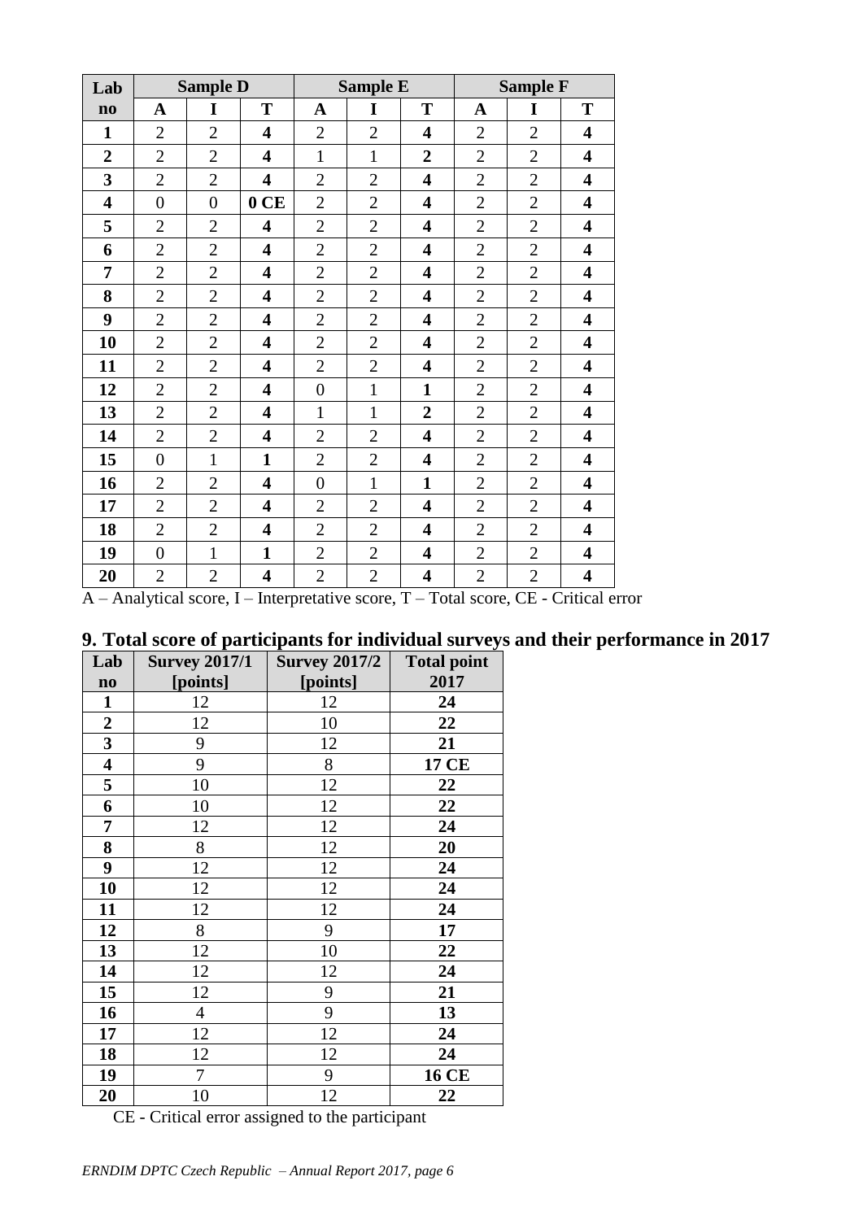| Lab no | Sample D | | | Sample E | | | Sample F | | |
|---|---|---|---|---|---|---|---|---|---|
| | A | I | T | A | I | T | A | I | T |
| **1** | 2 | 2 | **4** | 2 | 2 | **4** | 2 | 2 | **4** |
| **2** | 2 | 2 | **4** | 1 | 1 | **2** | 2 | 2 | **4** |
| **3** | 2 | 2 | **4** | 2 | 2 | **4** | 2 | 2 | **4** |
| **4** | 0 | 0 | **0 CE** | 2 | 2 | **4** | 2 | 2 | **4** |
| **5** | 2 | 2 | **4** | 2 | 2 | **4** | 2 | 2 | **4** |
| **6** | 2 | 2 | **4** | 2 | 2 | **4** | 2 | 2 | **4** |
| **7** | 2 | 2 | **4** | 2 | 2 | **4** | 2 | 2 | **4** |
| **8** | 2 | 2 | **4** | 2 | 2 | **4** | 2 | 2 | **4** |
| **9** | 2 | 2 | **4** | 2 | 2 | **4** | 2 | 2 | **4** |
| **10** | 2 | 2 | **4** | 2 | 2 | **4** | 2 | 2 | **4** |
| **11** | 2 | 2 | **4** | 2 | 2 | **4** | 2 | 2 | **4** |
| **12** | 2 | 2 | **4** | 0 | 1 | **1** | 2 | 2 | **4** |
| **13** | 2 | 2 | **4** | 1 | 1 | **2** | 2 | 2 | **4** |
| **14** | 2 | 2 | **4** | 2 | 2 | **4** | 2 | 2 | **4** |
| **15** | 0 | 1 | **1** | 2 | 2 | **4** | 2 | 2 | **4** |
| **16** | 2 | 2 | **4** | 0 | 1 | **1** | 2 | 2 | **4** |
| **17** | 2 | 2 | **4** | 2 | 2 | **4** | 2 | 2 | **4** |
| **18** | 2 | 2 | **4** | 2 | 2 | **4** | 2 | 2 | **4** |
| **19** | 0 | 1 | **1** | 2 | 2 | **4** | 2 | 2 | **4** |
| **20** | 2 | 2 | **4** | 2 | 2 | **4** | 2 | 2 | **4** |

A – Analytical score, I – Interpretative score, T – Total score, CE - Critical error

## 9. Total score of participants for individual surveys and their performance in 2017

| Lab no | Survey 2017/1 [points] | Survey 2017/2 [points] | Total point 2017 |
|---|---|---|---|
| **1** | 12 | 12 | **24** |
| **2** | 12 | 10 | **22** |
| **3** | 9 | 12 | **21** |
| **4** | 9 | 8 | **17 CE** |
| **5** | 10 | 12 | **22** |
| **6** | 10 | 12 | **22** |
| **7** | 12 | 12 | **24** |
| **8** | 8 | 12 | **20** |
| **9** | 12 | 12 | **24** |
| **10** | 12 | 12 | **24** |
| **11** | 12 | 12 | **24** |
| **12** | 8 | 9 | **17** |
| **13** | 12 | 10 | **22** |
| **14** | 12 | 12 | **24** |
| **15** | 12 | 9 | **21** |
| **16** | 4 | 9 | **13** |
| **17** | 12 | 12 | **24** |
| **18** | 12 | 12 | **24** |
| **19** | 7 | 9 | **16 CE** |
| **20** | 10 | 12 | **22** |

CE - Critical error assigned to the participant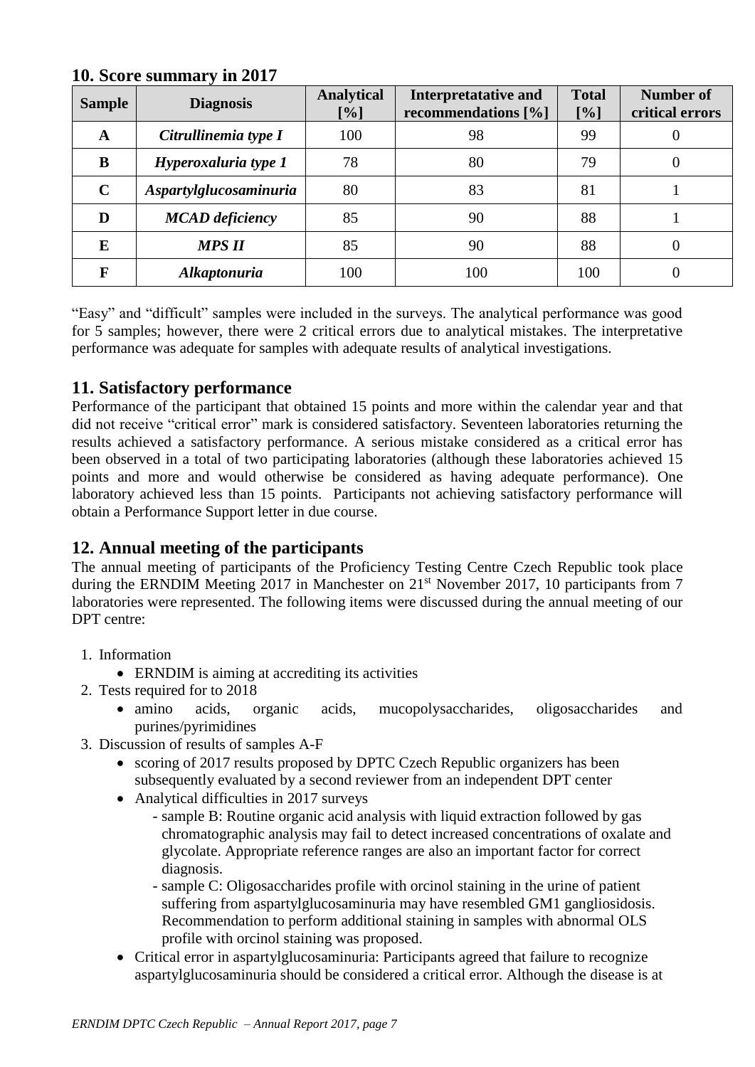## 10. Score summary in 2017

| Sample | Diagnosis | Analytical [%] | Interpretatative and recommendations [%] | Total [%] | Number of critical errors |
|---|---|---|---|---|---|
| **A** | ***Citrullinemia type I*** | 100 | 98 | 99 | 0 |
| **B** | ***Hyperoxaluria type 1*** | 78 | 80 | 79 | 0 |
| **C** | ***Aspartylglucosaminuria*** | 80 | 83 | 81 | 1 |
| **D** | ***MCAD deficiency*** | 85 | 90 | 88 | 1 |
| **E** | ***MPS II*** | 85 | 90 | 88 | 0 |
| **F** | ***Alkaptonuria*** | 100 | 100 | 100 | 0 |

"Easy" and "difficult" samples were included in the surveys. The analytical performance was good for 5 samples; however, there were 2 critical errors due to analytical mistakes. The interpretative performance was adequate for samples with adequate results of analytical investigations.

## 11. Satisfactory performance

Performance of the participant that obtained 15 points and more within the calendar year and that did not receive "critical error" mark is considered satisfactory. Seventeen laboratories returning the results achieved a satisfactory performance. A serious mistake considered as a critical error has been observed in a total of two participating laboratories (although these laboratories achieved 15 points and more and would otherwise be considered as having adequate performance). One laboratory achieved less than 15 points. Participants not achieving satisfactory performance will obtain a Performance Support letter in due course.

## 12. Annual meeting of the participants

The annual meeting of participants of the Proficiency Testing Centre Czech Republic took place during the ERNDIM Meeting 2017 in Manchester on 21st November 2017, 10 participants from 7 laboratories were represented. The following items were discussed during the annual meeting of our DPT centre:

1. Information
   - ERNDIM is aiming at accrediting its activities
2. Tests required for to 2018
   - amino acids, organic acids, mucopolysaccharides, oligosaccharides and purines/pyrimidines
3. Discussion of results of samples A-F
   - scoring of 2017 results proposed by DPTC Czech Republic organizers has been subsequently evaluated by a second reviewer from an independent DPT center
   - Analytical difficulties in 2017 surveys
     - sample B: Routine organic acid analysis with liquid extraction followed by gas chromatographic analysis may fail to detect increased concentrations of oxalate and glycolate. Appropriate reference ranges are also an important factor for correct diagnosis.
     - sample C: Oligosaccharides profile with orcinol staining in the urine of patient suffering from aspartylglucosaminuria may have resembled GM1 gangliosidosis. Recommendation to perform additional staining in samples with abnormal OLS profile with orcinol staining was proposed.
   - Critical error in aspartylglucosaminuria: Participants agreed that failure to recognize aspartylglucosaminuria should be considered a critical error. Although the disease is at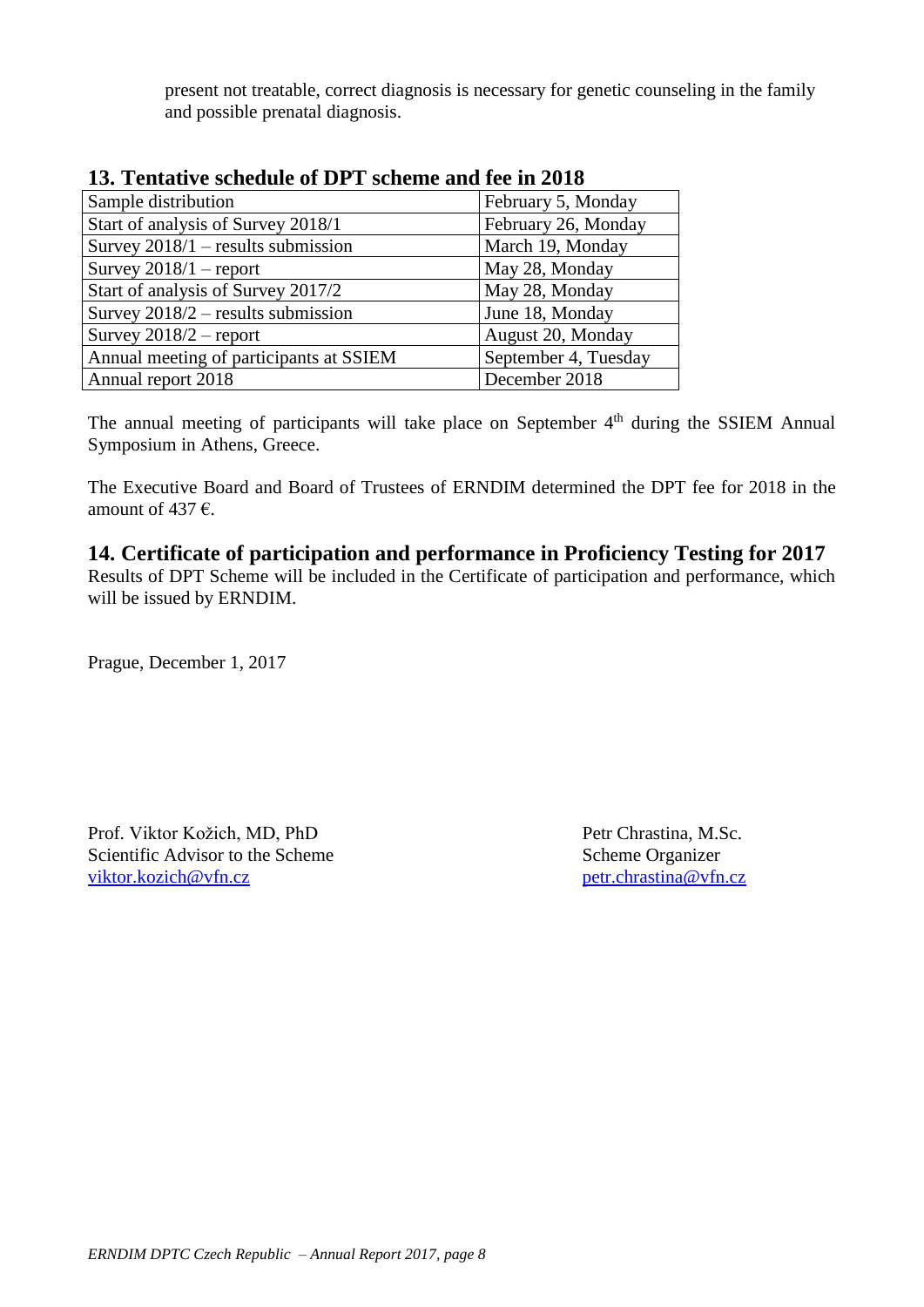present not treatable, correct diagnosis is necessary for genetic counseling in the family and possible prenatal diagnosis.

## 13. Tentative schedule of DPT scheme and fee in 2018

| | |
|---|---|
| Sample distribution | February 5, Monday |
| Start of analysis of Survey 2018/1 | February 26, Monday |
| Survey 2018/1 – results submission | March 19, Monday |
| Survey 2018/1 – report | May 28, Monday |
| Start of analysis of Survey 2017/2 | May 28, Monday |
| Survey 2018/2 – results submission | June 18, Monday |
| Survey 2018/2 – report | August 20, Monday |
| Annual meeting of participants at SSIEM | September 4, Tuesday |
| Annual report 2018 | December 2018 |

The annual meeting of participants will take place on September 4th during the SSIEM Annual Symposium in Athens, Greece.

The Executive Board and Board of Trustees of ERNDIM determined the DPT fee for 2018 in the amount of 437 €.

## 14. Certificate of participation and performance in Proficiency Testing for 2017

Results of DPT Scheme will be included in the Certificate of participation and performance, which will be issued by ERNDIM.

Prague, December 1, 2017

Prof. Viktor Kožich, MD, PhD
Scientific Advisor to the Scheme
viktor.kozich@vfn.cz

Petr Chrastina, M.Sc.
Scheme Organizer
petr.chrastina@vfn.cz